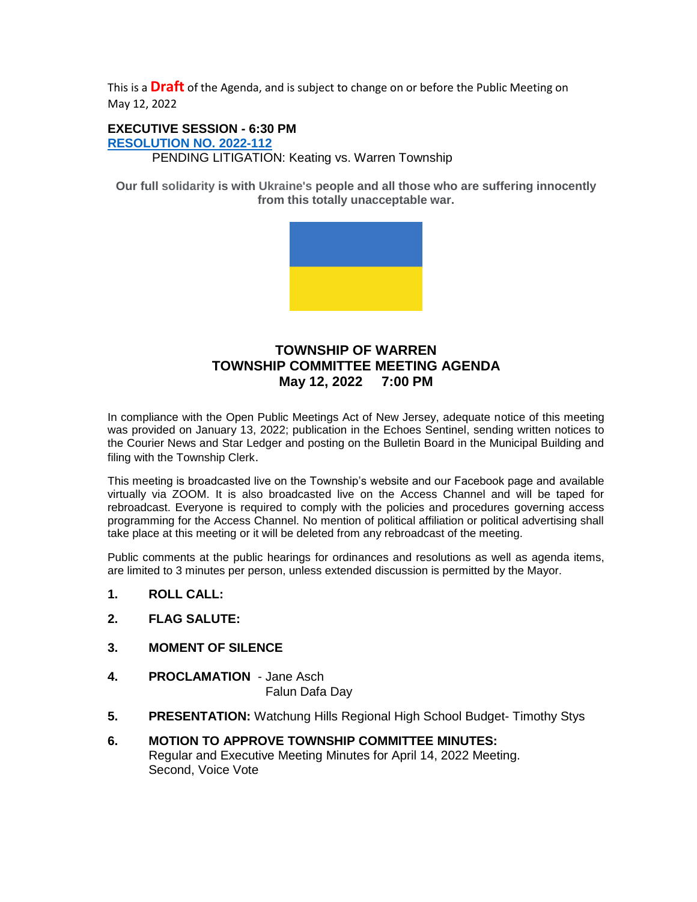This is a **Draft** of the Agenda, and is subject to change on or before the Public Meeting on May 12, 2022

**EXECUTIVE SESSION - 6:30 PM**
**RESOLUTION NO. 2022-112**
PENDING LITIGATION: Keating vs. Warren Township

**Our full solidarity is with Ukraine's people and all those who are suffering innocently from this totally unacceptable war.**

# TOWNSHIP OF WARREN
## TOWNSHIP COMMITTEE MEETING AGENDA
### May 12, 2022 7:00 PM

In compliance with the Open Public Meetings Act of New Jersey, adequate notice of this meeting was provided on January 13, 2022; publication in the Echoes Sentinel, sending written notices to the Courier News and Star Ledger and posting on the Bulletin Board in the Municipal Building and filing with the Township Clerk.

This meeting is broadcasted live on the Township's website and our Facebook page and available virtually via ZOOM. It is also broadcasted live on the Access Channel and will be taped for rebroadcast. Everyone is required to comply with the policies and procedures governing access programming for the Access Channel. No mention of political affiliation or political advertising shall take place at this meeting or it will be deleted from any rebroadcast of the meeting.

Public comments at the public hearings for ordinances and resolutions as well as agenda items, are limited to 3 minutes per person, unless extended discussion is permitted by the Mayor.

1. **ROLL CALL:**
2. **FLAG SALUTE:**
3. **MOMENT OF SILENCE**
4. **PROCLAMATION** - Jane Asch
   Falun Dafa Day
5. **PRESENTATION:** Watchung Hills Regional High School Budget- Timothy Stys
6. **MOTION TO APPROVE TOWNSHIP COMMITTEE MINUTES:**
   Regular and Executive Meeting Minutes for April 14, 2022 Meeting.
   Second, Voice Vote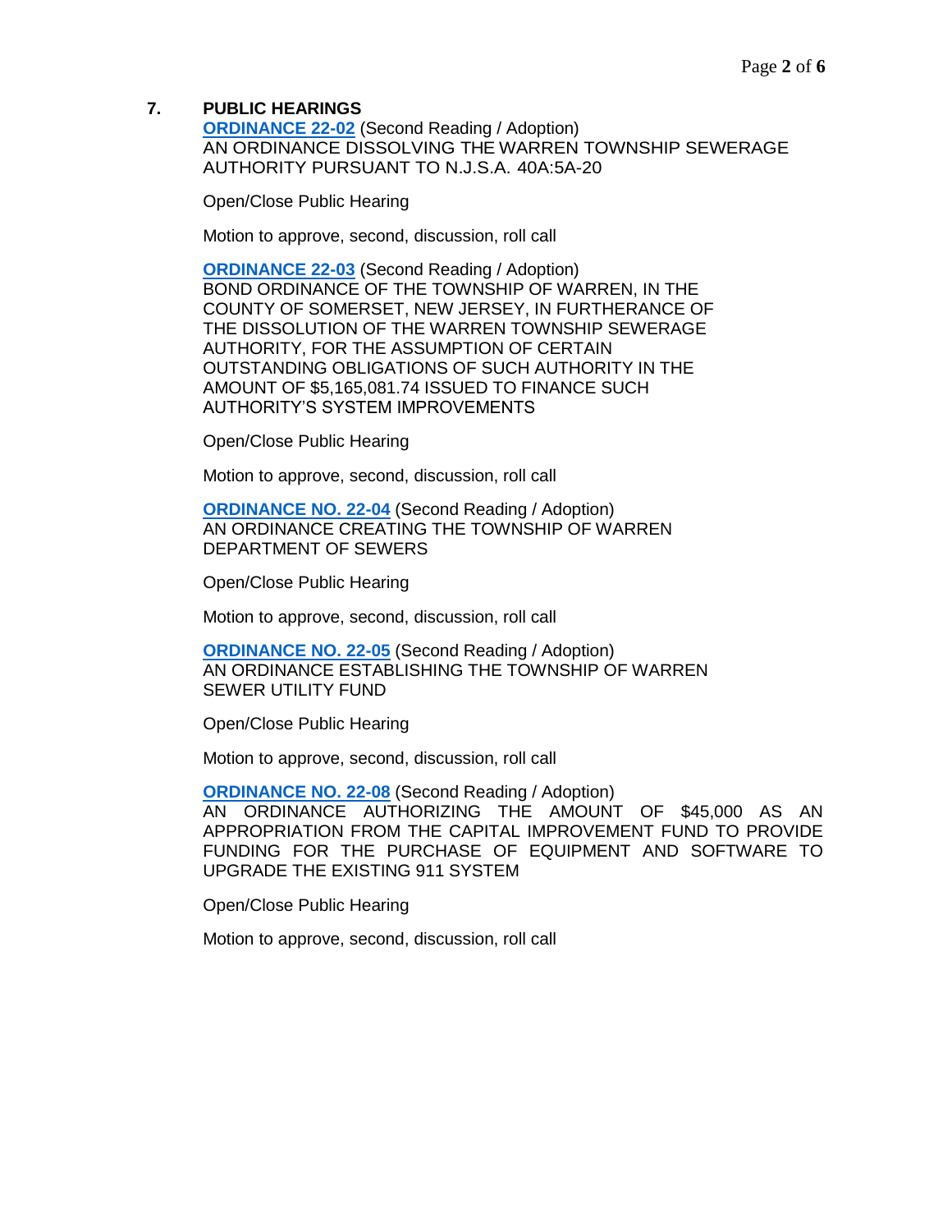## 7. PUBLIC HEARINGS

**ORDINANCE 22-02** (Second Reading / Adoption)
AN ORDINANCE DISSOLVING THE WARREN TOWNSHIP SEWERAGE AUTHORITY PURSUANT TO N.J.S.A. 40A:5A-20

Open/Close Public Hearing

Motion to approve, second, discussion, roll call

**ORDINANCE 22-03** (Second Reading / Adoption)
BOND ORDINANCE OF THE TOWNSHIP OF WARREN, IN THE COUNTY OF SOMERSET, NEW JERSEY, IN FURTHERANCE OF THE DISSOLUTION OF THE WARREN TOWNSHIP SEWERAGE AUTHORITY, FOR THE ASSUMPTION OF CERTAIN OUTSTANDING OBLIGATIONS OF SUCH AUTHORITY IN THE AMOUNT OF $5,165,081.74 ISSUED TO FINANCE SUCH AUTHORITY'S SYSTEM IMPROVEMENTS

Open/Close Public Hearing

Motion to approve, second, discussion, roll call

**ORDINANCE NO. 22-04** (Second Reading / Adoption)
AN ORDINANCE CREATING THE TOWNSHIP OF WARREN DEPARTMENT OF SEWERS

Open/Close Public Hearing

Motion to approve, second, discussion, roll call

**ORDINANCE NO. 22-05** (Second Reading / Adoption)
AN ORDINANCE ESTABLISHING THE TOWNSHIP OF WARREN SEWER UTILITY FUND

Open/Close Public Hearing

Motion to approve, second, discussion, roll call

**ORDINANCE NO. 22-08** (Second Reading / Adoption)
AN ORDINANCE AUTHORIZING THE AMOUNT OF $45,000 AS AN APPROPRIATION FROM THE CAPITAL IMPROVEMENT FUND TO PROVIDE FUNDING FOR THE PURCHASE OF EQUIPMENT AND SOFTWARE TO UPGRADE THE EXISTING 911 SYSTEM

Open/Close Public Hearing

Motion to approve, second, discussion, roll call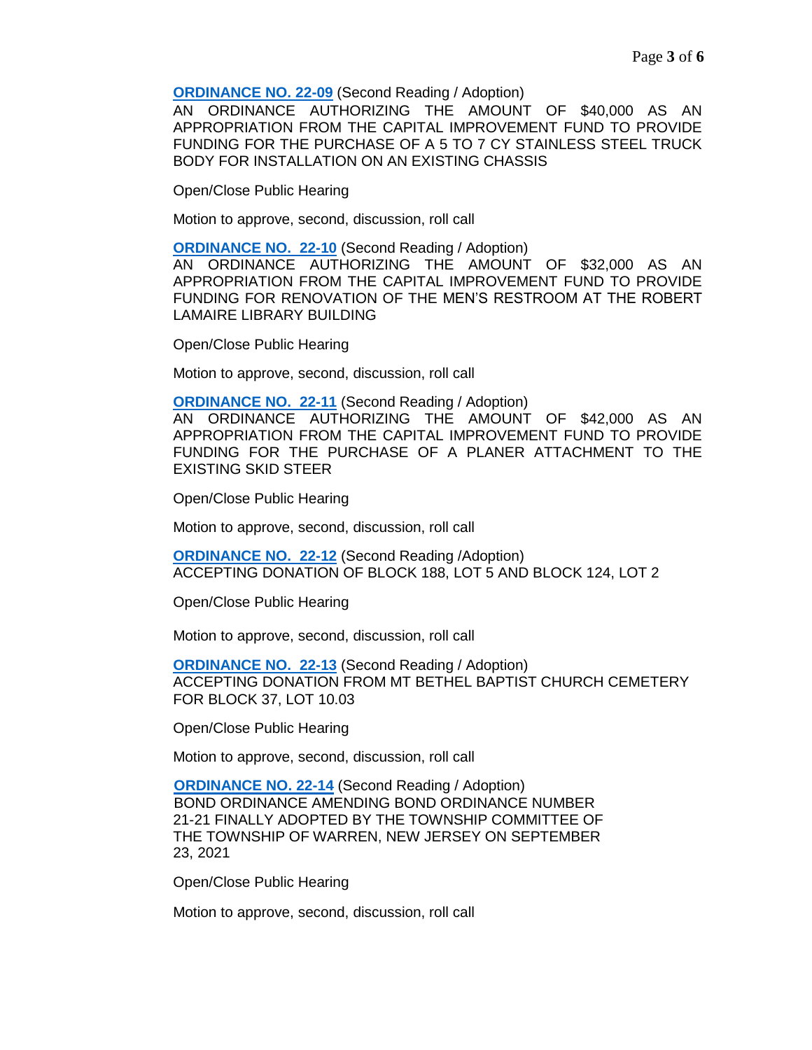**ORDINANCE NO. 22-09** (Second Reading / Adoption)
AN ORDINANCE AUTHORIZING THE AMOUNT OF $40,000 AS AN APPROPRIATION FROM THE CAPITAL IMPROVEMENT FUND TO PROVIDE FUNDING FOR THE PURCHASE OF A 5 TO 7 CY STAINLESS STEEL TRUCK BODY FOR INSTALLATION ON AN EXISTING CHASSIS

Open/Close Public Hearing

Motion to approve, second, discussion, roll call

**ORDINANCE NO. 22-10** (Second Reading / Adoption)
AN ORDINANCE AUTHORIZING THE AMOUNT OF $32,000 AS AN APPROPRIATION FROM THE CAPITAL IMPROVEMENT FUND TO PROVIDE FUNDING FOR RENOVATION OF THE MEN'S RESTROOM AT THE ROBERT LAMAIRE LIBRARY BUILDING

Open/Close Public Hearing

Motion to approve, second, discussion, roll call

**ORDINANCE NO. 22-11** (Second Reading / Adoption)
AN ORDINANCE AUTHORIZING THE AMOUNT OF $42,000 AS AN APPROPRIATION FROM THE CAPITAL IMPROVEMENT FUND TO PROVIDE FUNDING FOR THE PURCHASE OF A PLANER ATTACHMENT TO THE EXISTING SKID STEER

Open/Close Public Hearing

Motion to approve, second, discussion, roll call

**ORDINANCE NO. 22-12** (Second Reading /Adoption)
ACCEPTING DONATION OF BLOCK 188, LOT 5 AND BLOCK 124, LOT 2

Open/Close Public Hearing

Motion to approve, second, discussion, roll call

**ORDINANCE NO. 22-13** (Second Reading / Adoption)
ACCEPTING DONATION FROM MT BETHEL BAPTIST CHURCH CEMETERY FOR BLOCK 37, LOT 10.03

Open/Close Public Hearing

Motion to approve, second, discussion, roll call

**ORDINANCE NO. 22-14** (Second Reading / Adoption)
BOND ORDINANCE AMENDING BOND ORDINANCE NUMBER 21-21 FINALLY ADOPTED BY THE TOWNSHIP COMMITTEE OF THE TOWNSHIP OF WARREN, NEW JERSEY ON SEPTEMBER 23, 2021

Open/Close Public Hearing

Motion to approve, second, discussion, roll call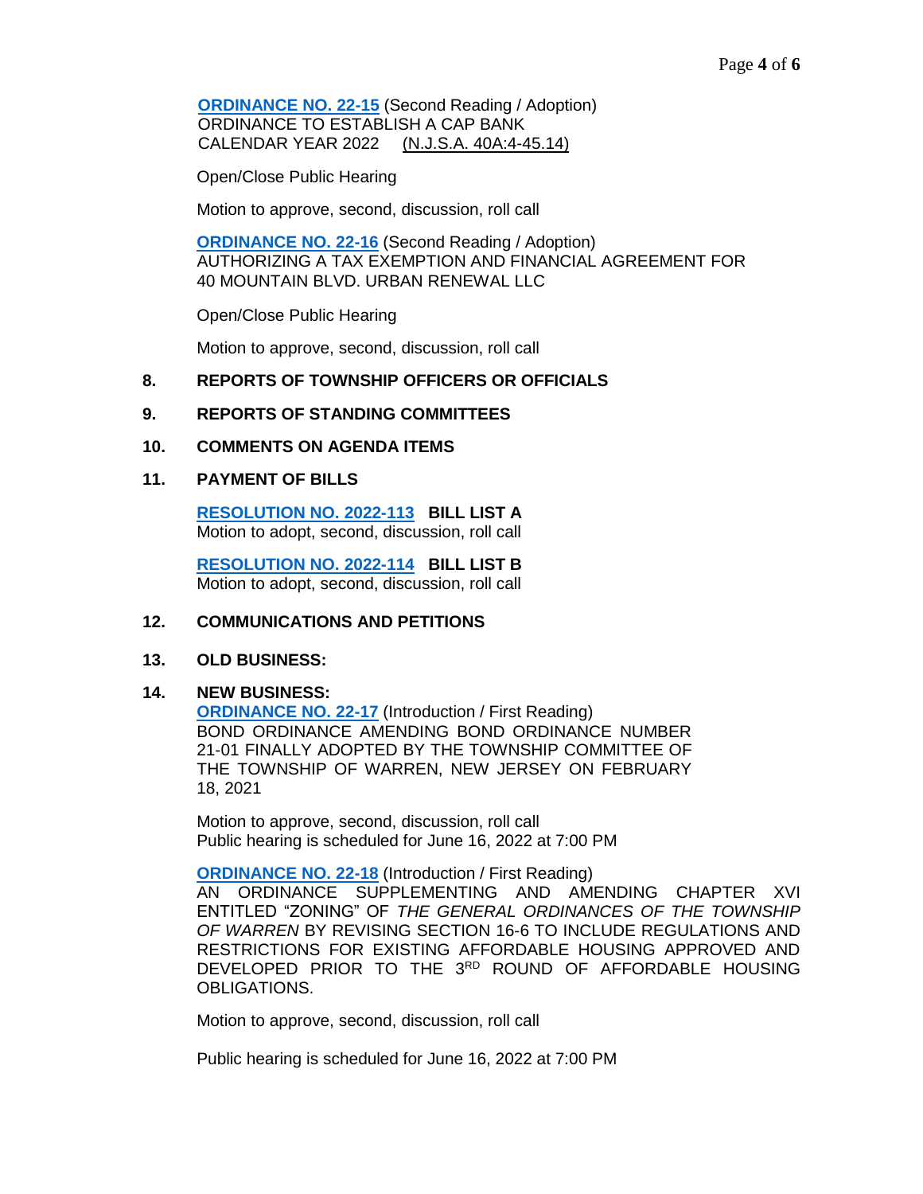**ORDINANCE NO. 22-15** (Second Reading / Adoption)
ORDINANCE TO ESTABLISH A CAP BANK
CALENDAR YEAR 2022 (N.J.S.A. 40A:4-45.14)

Open/Close Public Hearing

Motion to approve, second, discussion, roll call

**ORDINANCE NO. 22-16** (Second Reading / Adoption)
AUTHORIZING A TAX EXEMPTION AND FINANCIAL AGREEMENT FOR 40 MOUNTAIN BLVD. URBAN RENEWAL LLC

Open/Close Public Hearing

Motion to approve, second, discussion, roll call

**8. REPORTS OF TOWNSHIP OFFICERS OR OFFICIALS**

**9. REPORTS OF STANDING COMMITTEES**

**10. COMMENTS ON AGENDA ITEMS**

**11. PAYMENT OF BILLS**

**RESOLUTION NO. 2022-113** **BILL LIST A**
Motion to adopt, second, discussion, roll call

**RESOLUTION NO. 2022-114** **BILL LIST B**
Motion to adopt, second, discussion, roll call

**12. COMMUNICATIONS AND PETITIONS**

**13. OLD BUSINESS:**

**14. NEW BUSINESS:**

**ORDINANCE NO. 22-17** (Introduction / First Reading)
BOND ORDINANCE AMENDING BOND ORDINANCE NUMBER 21-01 FINALLY ADOPTED BY THE TOWNSHIP COMMITTEE OF THE TOWNSHIP OF WARREN, NEW JERSEY ON FEBRUARY 18, 2021

Motion to approve, second, discussion, roll call
Public hearing is scheduled for June 16, 2022 at 7:00 PM

**ORDINANCE NO. 22-18** (Introduction / First Reading)
AN ORDINANCE SUPPLEMENTING AND AMENDING CHAPTER XVI ENTITLED "ZONING" OF *THE GENERAL ORDINANCES OF THE TOWNSHIP OF WARREN* BY REVISING SECTION 16-6 TO INCLUDE REGULATIONS AND RESTRICTIONS FOR EXISTING AFFORDABLE HOUSING APPROVED AND DEVELOPED PRIOR TO THE 3RD ROUND OF AFFORDABLE HOUSING OBLIGATIONS.

Motion to approve, second, discussion, roll call

Public hearing is scheduled for June 16, 2022 at 7:00 PM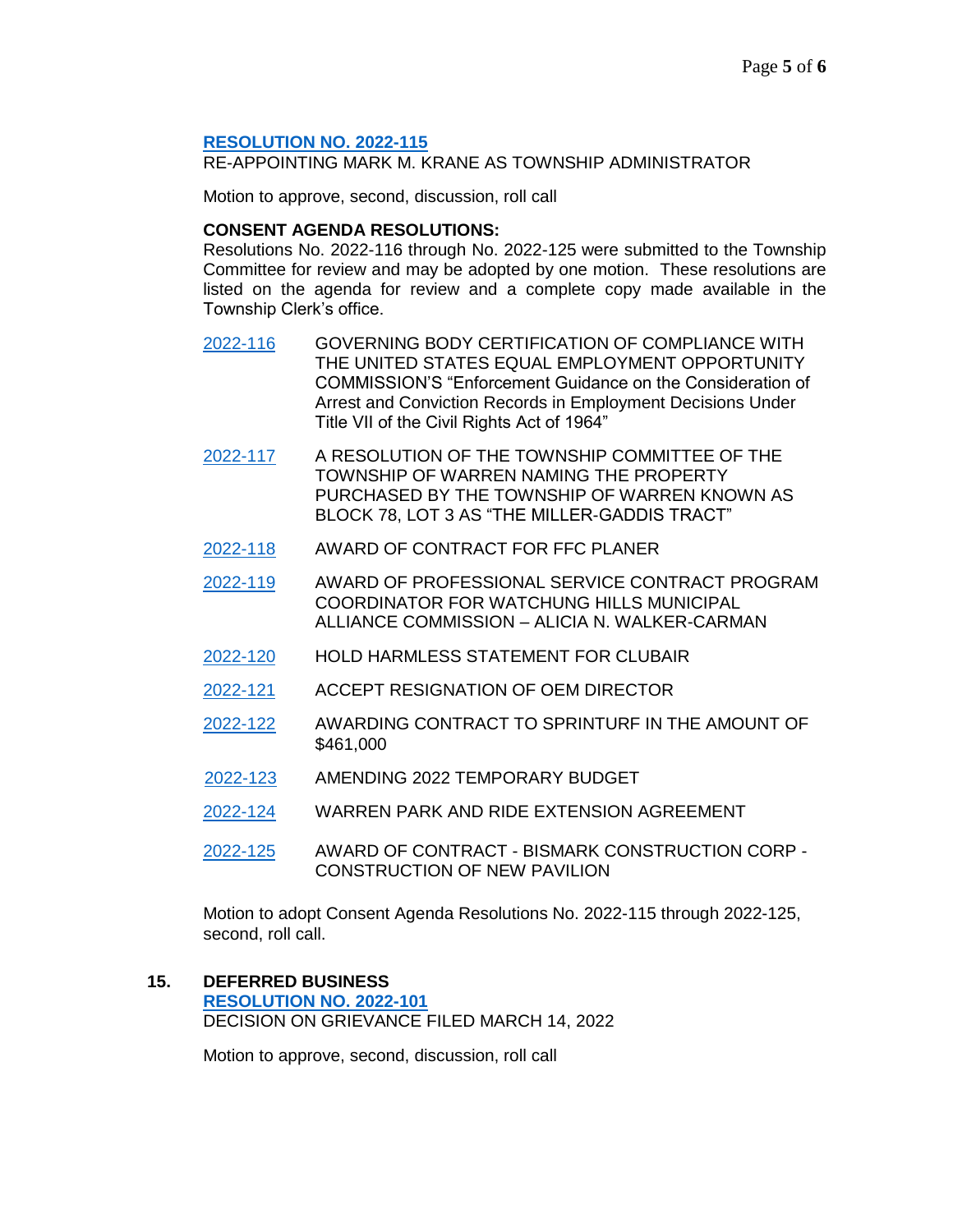**RESOLUTION NO. 2022-115**
RE-APPOINTING MARK M. KRANE AS TOWNSHIP ADMINISTRATOR

Motion to approve, second, discussion, roll call

**CONSENT AGENDA RESOLUTIONS:**
Resolutions No. 2022-116 through No. 2022-125 were submitted to the Township Committee for review and may be adopted by one motion. These resolutions are listed on the agenda for review and a complete copy made available in the Township Clerk's office.

| | |
|---|---|
| 2022-116 | GOVERNING BODY CERTIFICATION OF COMPLIANCE WITH THE UNITED STATES EQUAL EMPLOYMENT OPPORTUNITY COMMISSION'S "Enforcement Guidance on the Consideration of Arrest and Conviction Records in Employment Decisions Under Title VII of the Civil Rights Act of 1964" |
| 2022-117 | A RESOLUTION OF THE TOWNSHIP COMMITTEE OF THE TOWNSHIP OF WARREN NAMING THE PROPERTY PURCHASED BY THE TOWNSHIP OF WARREN KNOWN AS BLOCK 78, LOT 3 AS "THE MILLER-GADDIS TRACT" |
| 2022-118 | AWARD OF CONTRACT FOR FFC PLANER |
| 2022-119 | AWARD OF PROFESSIONAL SERVICE CONTRACT PROGRAM COORDINATOR FOR WATCHUNG HILLS MUNICIPAL ALLIANCE COMMISSION – ALICIA N. WALKER-CARMAN |
| 2022-120 | HOLD HARMLESS STATEMENT FOR CLUBAIR |
| 2022-121 | ACCEPT RESIGNATION OF OEM DIRECTOR |
| 2022-122 | AWARDING CONTRACT TO SPRINTURF IN THE AMOUNT OF $461,000 |
| 2022-123 | AMENDING 2022 TEMPORARY BUDGET |
| 2022-124 | WARREN PARK AND RIDE EXTENSION AGREEMENT |
| 2022-125 | AWARD OF CONTRACT - BISMARK CONSTRUCTION CORP - CONSTRUCTION OF NEW PAVILION |

Motion to adopt Consent Agenda Resolutions No. 2022-115 through 2022-125, second, roll call.

## 15. DEFERRED BUSINESS

**RESOLUTION NO. 2022-101**
DECISION ON GRIEVANCE FILED MARCH 14, 2022

Motion to approve, second, discussion, roll call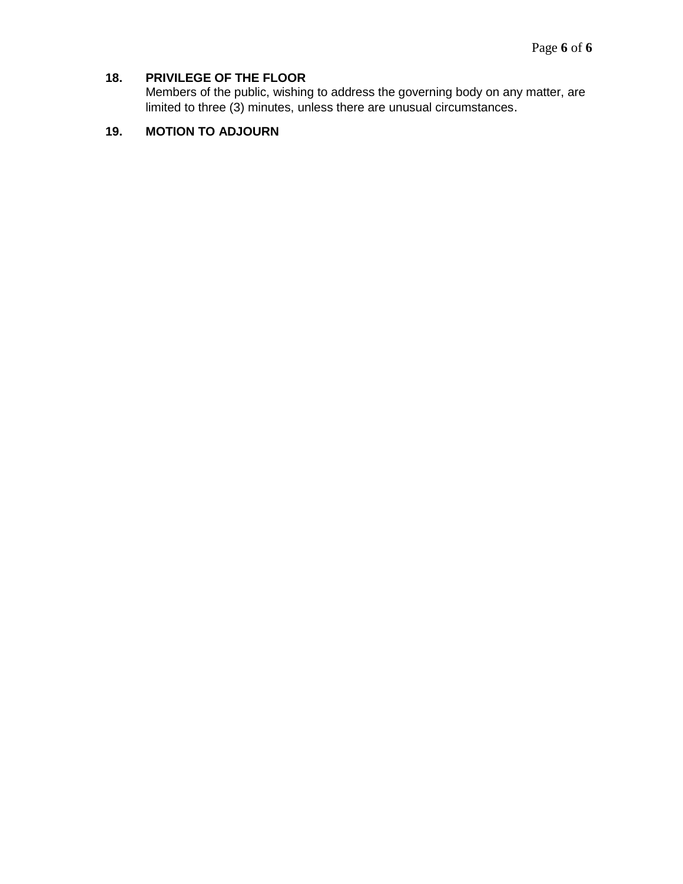**18. PRIVILEGE OF THE FLOOR**

Members of the public, wishing to address the governing body on any matter, are limited to three (3) minutes, unless there are unusual circumstances.

**19. MOTION TO ADJOURN**